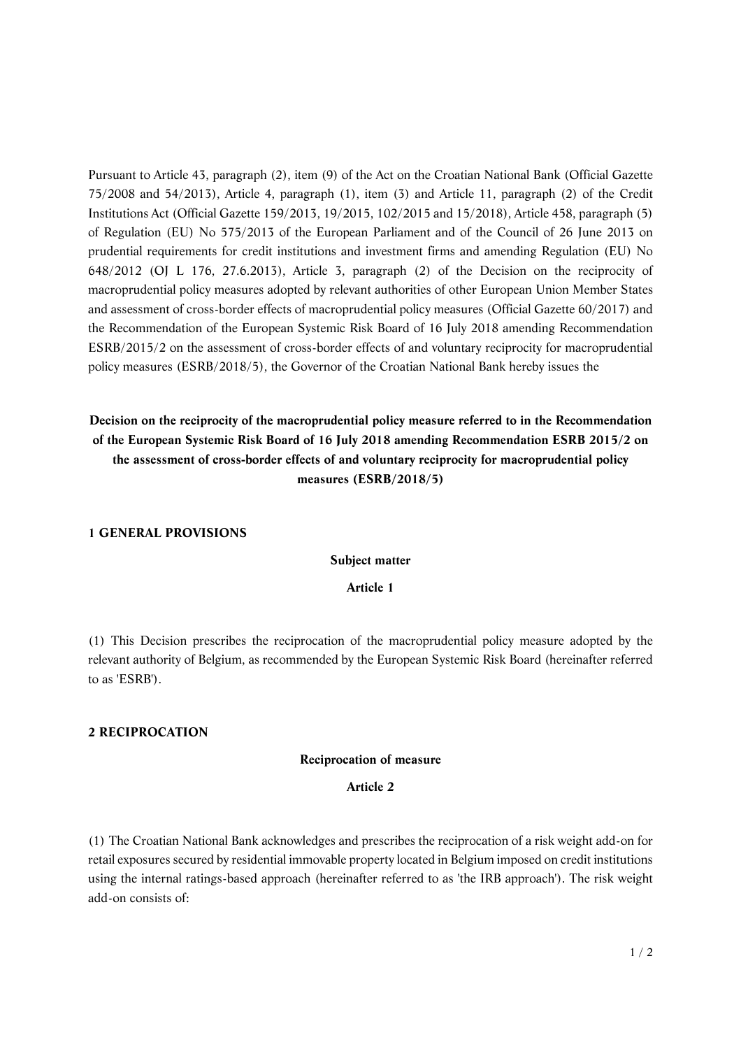Pursuant to Article 43, paragraph (2), item (9) of the Act on the Croatian National Bank (Official Gazette 75/2008 and 54/2013), Article 4, paragraph (1), item (3) and Article 11, paragraph (2) of the Credit Institutions Act (Official Gazette 159/2013, 19/2015, 102/2015 and 15/2018), Article 458, paragraph (5) of Regulation (EU) No 575/2013 of the European Parliament and of the Council of 26 June 2013 on prudential requirements for credit institutions and investment firms and amending Regulation (EU) No 648/2012 (OJ L 176, 27.6.2013), Article 3, paragraph (2) of the Decision on the reciprocity of macroprudential policy measures adopted by relevant authorities of other European Union Member States and assessment of cross-border effects of macroprudential policy measures (Official Gazette 60/2017) and the Recommendation of the European Systemic Risk Board of 16 July 2018 amending Recommendation ESRB/2015/2 on the assessment of cross-border effects of and voluntary reciprocity for macroprudential policy measures (ESRB/2018/5), the Governor of the Croatian National Bank hereby issues the

# Decision on the reciprocity of the macroprudential policy measure referred to in the Recommendation of the European Systemic Risk Board of 16 July 2018 amending Recommendation ESRB 2015/2 on the assessment of cross-border effects of and voluntary reciprocity for macroprudential policy measures (ESRB/2018/5)

## 1 GENERAL PROVISIONS

**Subject matter**

**Article 1**

(1) This Decision prescribes the reciprocation of the macroprudential policy measure adopted by the relevant authority of Belgium, as recommended by the European Systemic Risk Board (hereinafter referred to as 'ESRB').

## 2 RECIPROCATION

**Reciprocation of measure**

**Article 2**

(1) The Croatian National Bank acknowledges and prescribes the reciprocation of a risk weight add-on for retail exposures secured by residential immovable property located in Belgium imposed on credit institutions using the internal ratings-based approach (hereinafter referred to as 'the IRB approach'). The risk weight add-on consists of: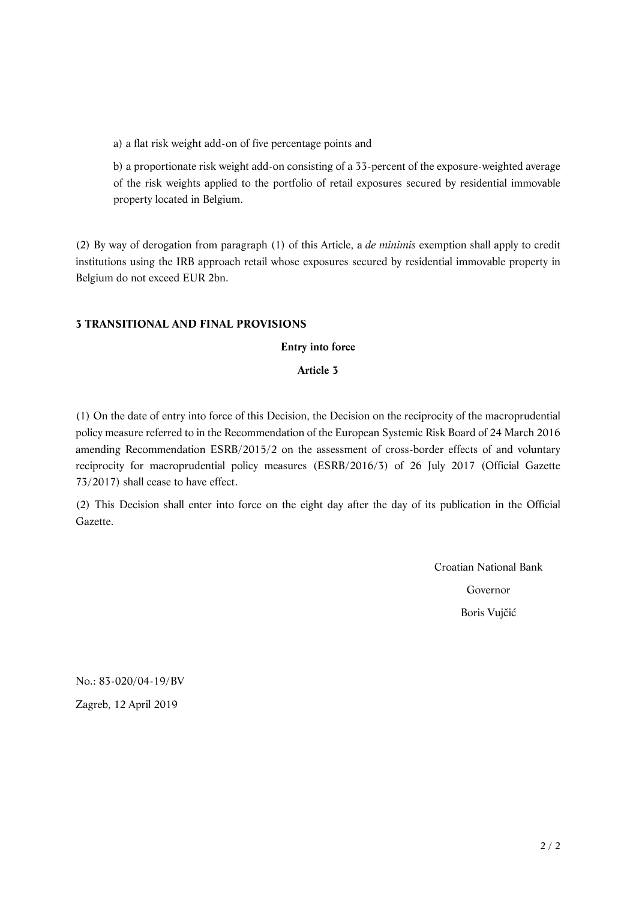a) a flat risk weight add-on of five percentage points and

b) a proportionate risk weight add-on consisting of a 33-percent of the exposure-weighted average of the risk weights applied to the portfolio of retail exposures secured by residential immovable property located in Belgium.

(2) By way of derogation from paragraph (1) of this Article, a *de minimis* exemption shall apply to credit institutions using the IRB approach retail whose exposures secured by residential immovable property in Belgium do not exceed EUR 2bn.

## 3 TRANSITIONAL AND FINAL PROVISIONS

**Entry into force**

**Article 3**

(1) On the date of entry into force of this Decision, the Decision on the reciprocity of the macroprudential policy measure referred to in the Recommendation of the European Systemic Risk Board of 24 March 2016 amending Recommendation ESRB/2015/2 on the assessment of cross-border effects of and voluntary reciprocity for macroprudential policy measures (ESRB/2016/3) of 26 July 2017 (Official Gazette 73/2017) shall cease to have effect.

(2) This Decision shall enter into force on the eight day after the day of its publication in the Official Gazette.

Croatian National Bank

Governor

Boris Vujčić

No.: 83-020/04-19/BV

Zagreb, 12 April 2019